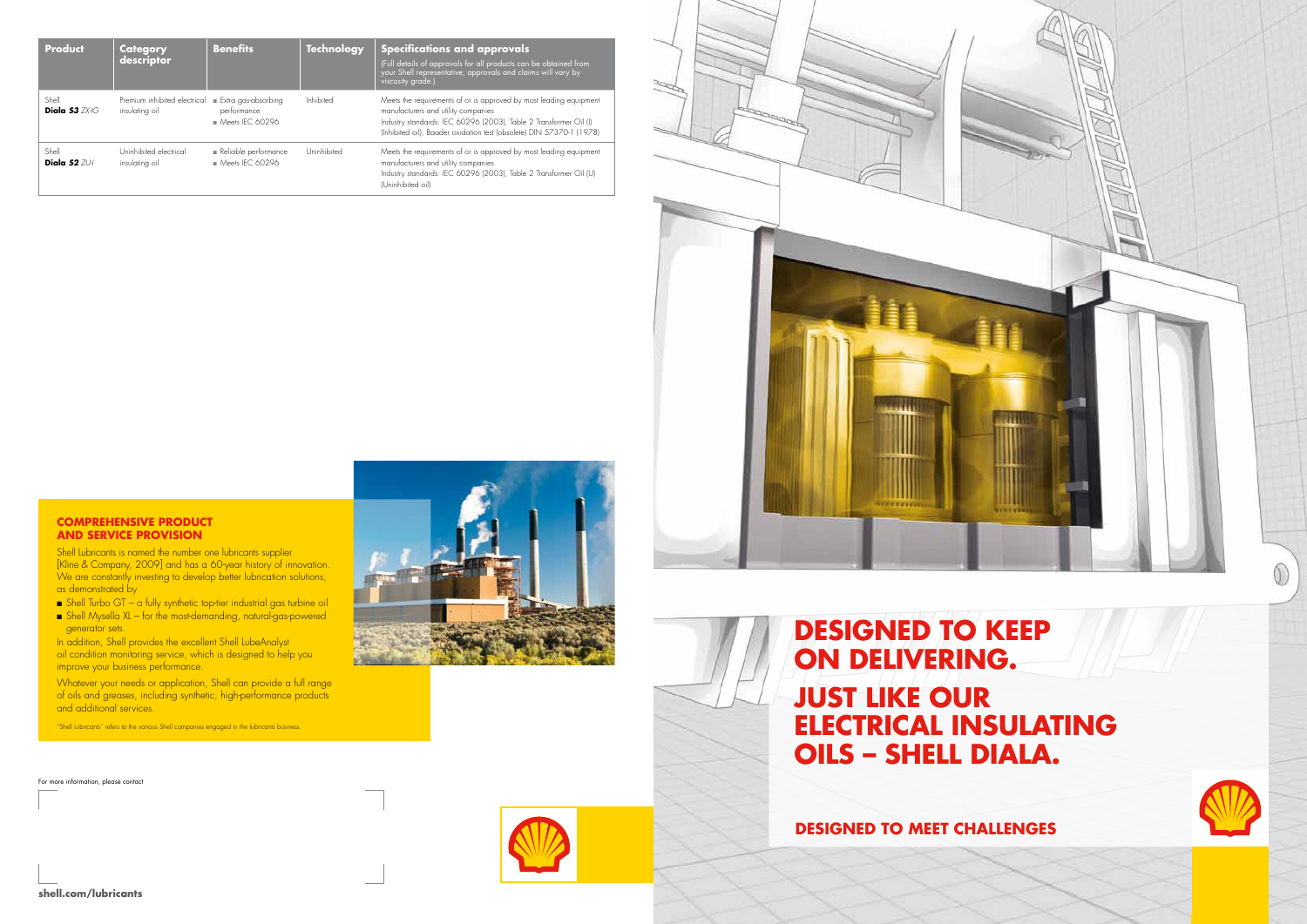| Product | Category descriptor | Benefits | Technology | Specifications and approvals (Full details of approvals for all products can be obtained from your Shell representative; approvals and claims will vary by viscosity grade.) |
|---|---|---|---|---|
| Shell **Diala S3** *ZX-IG* | Premium inhibited electrical insulating oil | ■ Extra gas-absorbing performance ■ Meets IEC 60296 | Inhibited | Meets the requirements of or is approved by most leading equipment manufacturers and utility companies Industry standards: IEC 60296 (2003), Table 2 Transformer Oil (I) (Inhibited oil); Baader oxidation test (obsolete) DIN 57370-1 (1978) |
| Shell **Diala S2** *ZU-I* | Uninhibited electrical insulating oil | ■ Reliable performance ■ Meets IEC 60296 | Uninhibited | Meets the requirements of or is approved by most leading equipment manufacturers and utility companies Industry standards: IEC 60296 (2003), Table 2 Transformer Oil (U) (Uninhibited oil) |

## COMPREHENSIVE PRODUCT AND SERVICE PROVISION

Shell Lubricants is named the number one lubricants supplier [Kline & Company, 2009] and has a 60-year history of innovation. We are constantly investing to develop better lubrication solutions, as demonstrated by

- Shell Turbo GT – a fully synthetic top-tier industrial gas turbine oil
- Shell Mysella XL – for the most-demanding, natural-gas-powered generator sets.

In addition, Shell provides the excellent Shell LubeAnalyst oil condition monitoring service, which is designed to help you improve your business performance.

Whatever your needs or application, Shell can provide a full range of oils and greases, including synthetic, high-performance products and additional services.

"Shell Lubricants" refers to the various Shell companies engaged in the lubricants business.

For more information, please contact

**shell.com/lubricants**

# DESIGNED TO KEEP ON DELIVERING.

# JUST LIKE OUR ELECTRICAL INSULATING OILS – SHELL DIALA.

## DESIGNED TO MEET CHALLENGES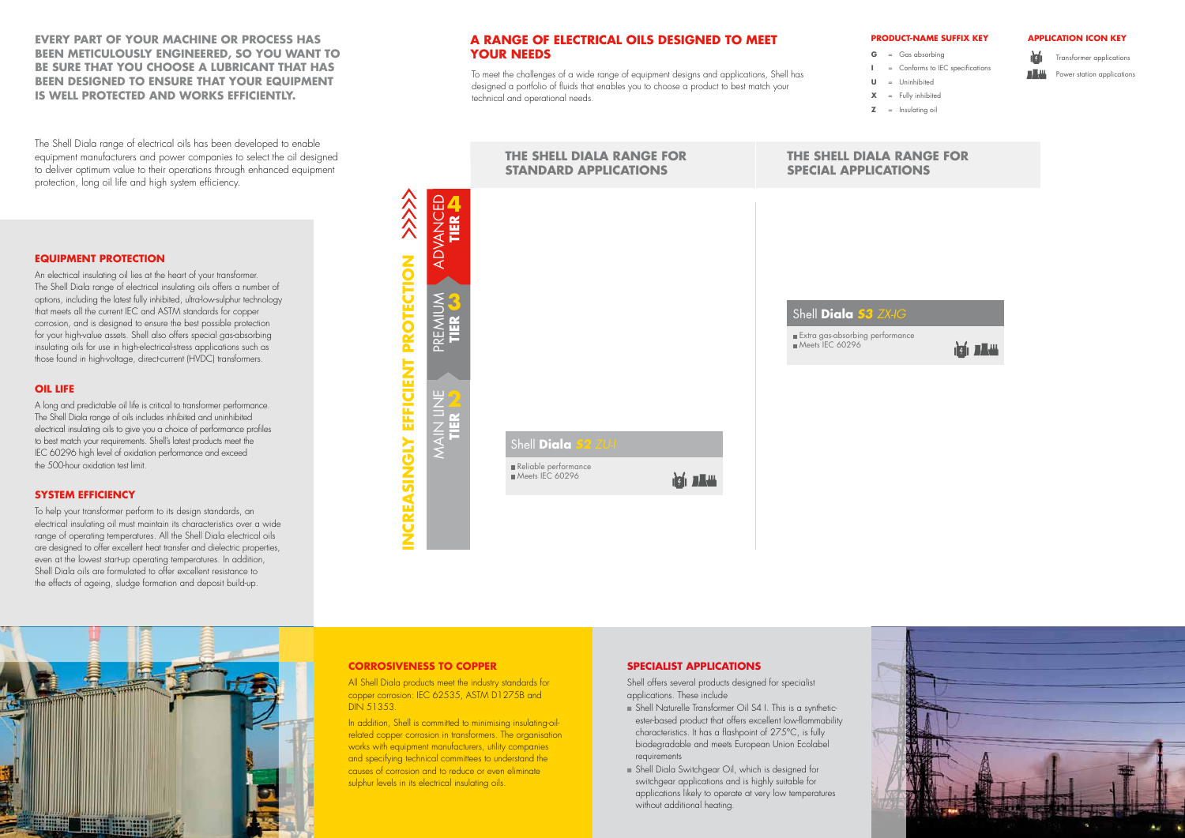**EVERY PART OF YOUR MACHINE OR PROCESS HAS BEEN METICULOUSLY ENGINEERED, SO YOU WANT TO BE SURE THAT YOU CHOOSE A LUBRICANT THAT HAS BEEN DESIGNED TO ENSURE THAT YOUR EQUIPMENT IS WELL PROTECTED AND WORKS EFFICIENTLY.**

The Shell Diala range of electrical oils has been developed to enable equipment manufacturers and power companies to select the oil designed to deliver optimum value to their operations through enhanced equipment protection, long oil life and high system efficiency.

### EQUIPMENT PROTECTION

An electrical insulating oil lies at the heart of your transformer. The Shell Diala range of electrical insulating oils offers a number of options, including the latest fully inhibited, ultra-low-sulphur technology that meets all the current IEC and ASTM standards for copper corrosion, and is designed to ensure the best possible protection for your high-value assets. Shell also offers special gas-absorbing insulating oils for use in high-electrical-stress applications such as those found in high-voltage, direct-current (HVDC) transformers.

### OIL LIFE

A long and predictable oil life is critical to transformer performance. The Shell Diala range of oils includes inhibited and uninhibited electrical insulating oils to give you a choice of performance profiles to best match your requirements. Shell's latest products meet the IEC 60296 high level of oxidation performance and exceed the 500-hour oxidation test limit.

### SYSTEM EFFICIENCY

To help your transformer perform to its design standards, an electrical insulating oil must maintain its characteristics over a wide range of operating temperatures. All the Shell Diala electrical oils are designed to offer excellent heat transfer and dielectric properties, even at the lowest start-up operating temperatures. In addition, Shell Diala oils are formulated to offer excellent resistance to the effects of ageing, sludge formation and deposit build-up.

## A RANGE OF ELECTRICAL OILS DESIGNED TO MEET YOUR NEEDS

To meet the challenges of a wide range of equipment designs and applications, Shell has designed a portfolio of fluids that enables you to choose a product to best match your technical and operational needs.

**PRODUCT-NAME SUFFIX KEY**

- **G** = Gas absorbing
- **I** = Conforms to IEC specifications
- **U** = Uninhibited
- **X** = Fully inhibited
- **Z** = Insulating oil

**APPLICATION ICON KEY**

- Transformer applications
- Power station applications

**INCREASINGLY EFFICIENT PROTECTION >>>>**

| | THE SHELL DIALA RANGE FOR STANDARD APPLICATIONS | THE SHELL DIALA RANGE FOR SPECIAL APPLICATIONS |
|---|---|---|
| ADVANCED TIER 4 | | |
| PREMIUM TIER 3 | | Shell **Diala** *S3 ZX-IG* – Extra gas-absorbing performance; Meets IEC 60296 |
| MAIN LINE TIER 2 | Shell **Diala** *S2 ZU-I* – Reliable performance; Meets IEC 60296 | |

### CORROSIVENESS TO COPPER

All Shell Diala products meet the industry standards for copper corrosion: IEC 62535, ASTM D1275B and DIN 51353.

In addition, Shell is committed to minimising insulating-oil-related copper corrosion in transformers. The organisation works with equipment manufacturers, utility companies and specifying technical committees to understand the causes of corrosion and to reduce or even eliminate sulphur levels in its electrical insulating oils.

### SPECIALIST APPLICATIONS

Shell offers several products designed for specialist applications. These include

- Shell Naturelle Transformer Oil S4 I. This is a synthetic-ester-based product that offers excellent low-flammability characteristics. It has a flashpoint of 275°C, is fully biodegradable and meets European Union Ecolabel requirements
- Shell Diala Switchgear Oil, which is designed for switchgear applications and is highly suitable for applications likely to operate at very low temperatures without additional heating.